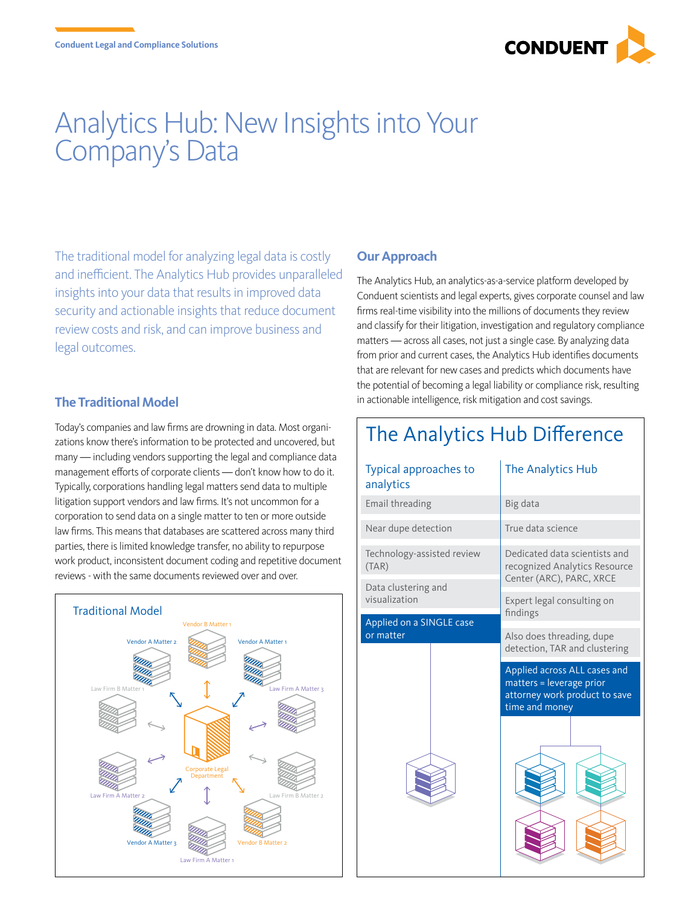Conduent Legal and Compliance Solutions

# Analytics Hub: New Insights into Your Company's Data

The traditional model for analyzing legal data is costly and inefficient. The Analytics Hub provides unparalleled insights into your data that results in improved data security and actionable insights that reduce document review costs and risk, and can improve business and legal outcomes.

## The Traditional Model

Today's companies and law firms are drowning in data. Most organizations know there's information to be protected and uncovered, but many — including vendors supporting the legal and compliance data management efforts of corporate clients — don't know how to do it. Typically, corporations handling legal matters send data to multiple litigation support vendors and law firms. It's not uncommon for a corporation to send data on a single matter to ten or more outside law firms. This means that databases are scattered across many third parties, there is limited knowledge transfer, no ability to repurpose work product, inconsistent document coding and repetitive document reviews - with the same documents reviewed over and over.

**Traditional Model**

Vendor B Matter 1, Vendor A Matter 2, Vendor A Matter 1, Law Firm B Matter 1, Law Firm A Matter 3, Corporate Legal Department, Law Firm A Matter 2, Law Firm B Matter 2, Vendor A Matter 3, Vendor B Matter 2, Law Firm A Matter 1

## Our Approach

The Analytics Hub, an analytics-as-a-service platform developed by Conduent scientists and legal experts, gives corporate counsel and law firms real-time visibility into the millions of documents they review and classify for their litigation, investigation and regulatory compliance matters — across all cases, not just a single case. By analyzing data from prior and current cases, the Analytics Hub identifies documents that are relevant for new cases and predicts which documents have the potential of becoming a legal liability or compliance risk, resulting in actionable intelligence, risk mitigation and cost savings.

## The Analytics Hub Difference

| Typical approaches to analytics | The Analytics Hub |
|---|---|
| Email threading | Big data |
| Near dupe detection | True data science |
| Technology-assisted review (TAR) | Dedicated data scientists and recognized Analytics Resource Center (ARC), PARC, XRCE |
| Data clustering and visualization | Expert legal consulting on findings |
| Applied on a SINGLE case or matter | Also does threading, dupe detection, TAR and clustering |
| | Applied across ALL cases and matters = leverage prior attorney work product to save time and money |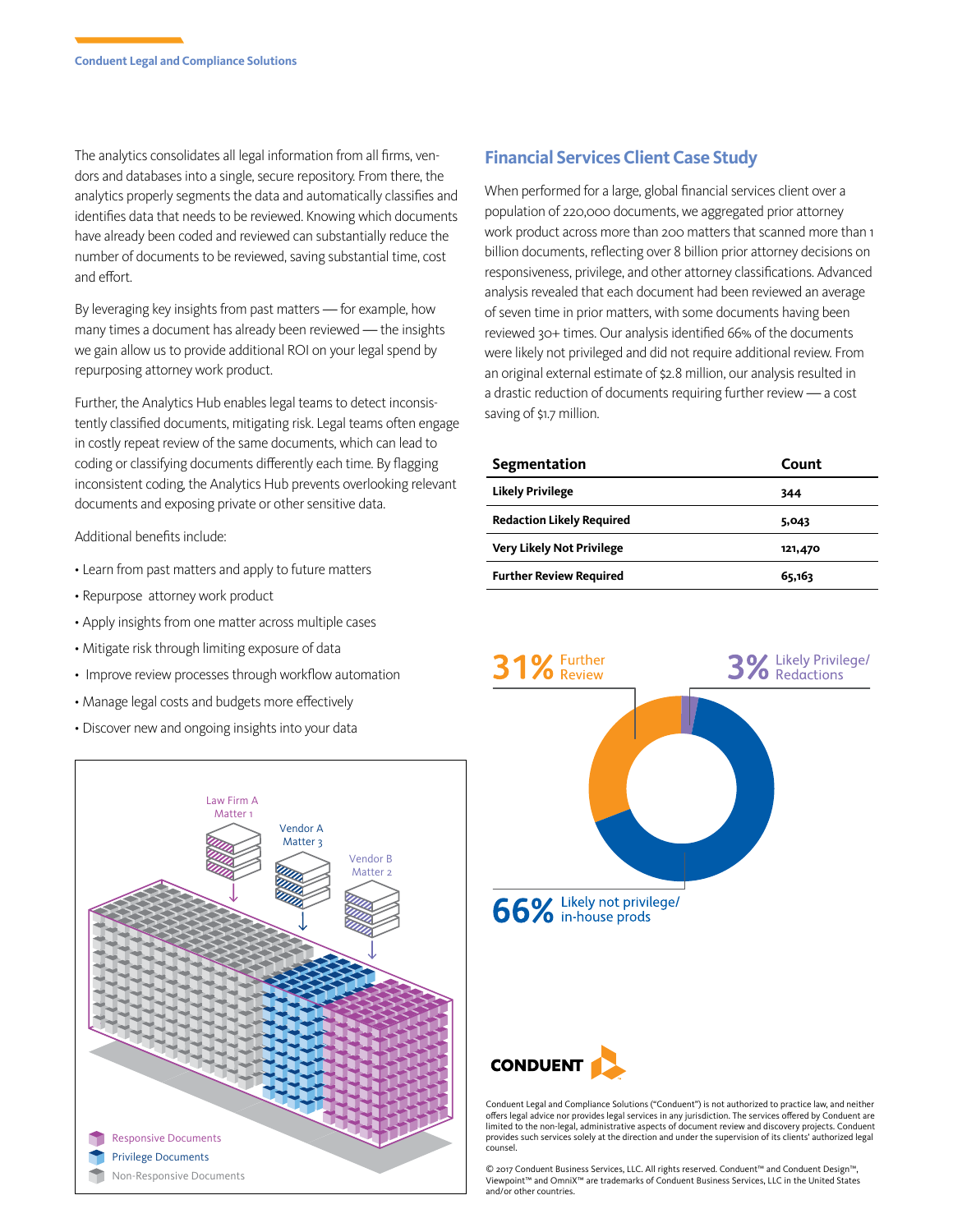The analytics consolidates all legal information from all firms, vendors and databases into a single, secure repository. From there, the analytics properly segments the data and automatically classifies and identifies data that needs to be reviewed. Knowing which documents have already been coded and reviewed can substantially reduce the number of documents to be reviewed, saving substantial time, cost and effort.

By leveraging key insights from past matters — for example, how many times a document has already been reviewed — the insights we gain allow us to provide additional ROI on your legal spend by repurposing attorney work product.

Further, the Analytics Hub enables legal teams to detect inconsistently classified documents, mitigating risk. Legal teams often engage in costly repeat review of the same documents, which can lead to coding or classifying documents differently each time. By flagging inconsistent coding, the Analytics Hub prevents overlooking relevant documents and exposing private or other sensitive data.

Additional benefits include:

- Learn from past matters and apply to future matters
- Repurpose attorney work product
- Apply insights from one matter across multiple cases
- Mitigate risk through limiting exposure of data
- Improve review processes through workflow automation
- Manage legal costs and budgets more effectively
- Discover new and ongoing insights into your data

Law Firm A
Matter 1

Vendor A
Matter 3

Vendor B
Matter 2

Responsive Documents
Privilege Documents
Non-Responsive Documents

## Financial Services Client Case Study

When performed for a large, global financial services client over a population of 220,000 documents, we aggregated prior attorney work product across more than 200 matters that scanned more than 1 billion documents, reflecting over 8 billion prior attorney decisions on responsiveness, privilege, and other attorney classifications. Advanced analysis revealed that each document had been reviewed an average of seven time in prior matters, with some documents having been reviewed 30+ times. Our analysis identified 66% of the documents were likely not privileged and did not require additional review. From an original external estimate of $2.8 million, our analysis resulted in a drastic reduction of documents requiring further review — a cost saving of $1.7 million.

| Segmentation | Count |
|---|---|
| **Likely Privilege** | 344 |
| **Redaction Likely Required** | 5,043 |
| **Very Likely Not Privilege** | 121,470 |
| **Further Review Required** | 65,163 |

31% Further Review

3% Likely Privilege/ Redactions

66% Likely not privilege/ in-house prods

CONDUENT

Conduent Legal and Compliance Solutions ("Conduent") is not authorized to practice law, and neither offers legal advice nor provides legal services in any jurisdiction. The services offered by Conduent are limited to the non-legal, administrative aspects of document review and discovery projects. Conduent provides such services solely at the direction and under the supervision of its clients' authorized legal counsel.

© 2017 Conduent Business Services, LLC. All rights reserved. Conduent™ and Conduent Design™, Viewpoint™ and OmniX™ are trademarks of Conduent Business Services, LLC in the United States and/or other countries.